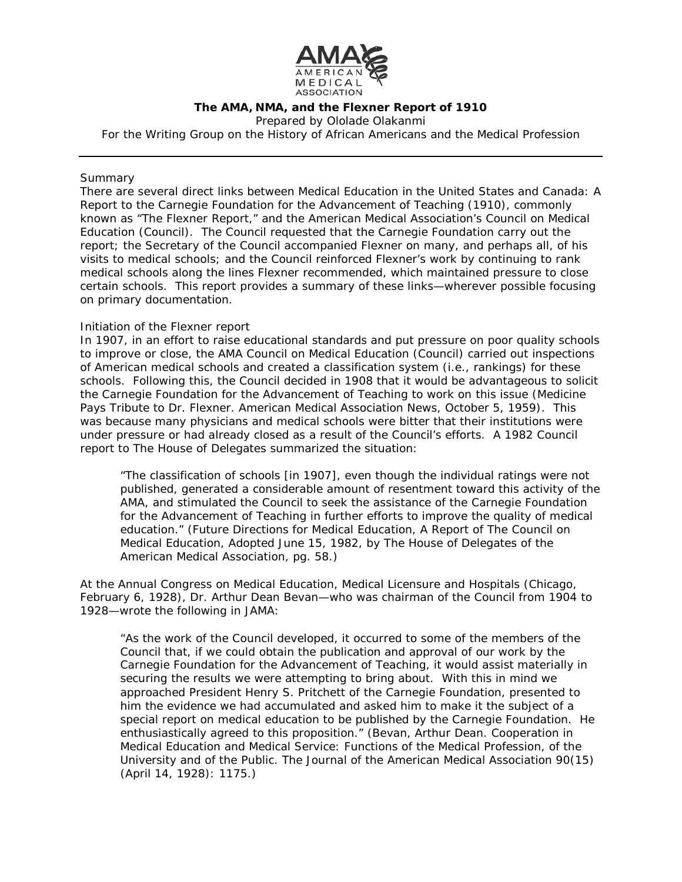# The AMA, NMA, and the Flexner Report of 1910

Prepared by Ololade Olakanmi

For the Writing Group on the History of African Americans and the Medical Profession

---

## Summary

There are several direct links between Medical Education in the United States and Canada: A Report to the Carnegie Foundation for the Advancement of Teaching (1910), commonly known as "The Flexner Report," and the American Medical Association's Council on Medical Education (Council). The Council requested that the Carnegie Foundation carry out the report; the Secretary of the Council accompanied Flexner on many, and perhaps all, of his visits to medical schools; and the Council reinforced Flexner's work by continuing to rank medical schools along the lines Flexner recommended, which maintained pressure to close certain schools. This report provides a summary of these links—wherever possible focusing on primary documentation.

## Initiation of the Flexner report

In 1907, in an effort to raise educational standards and put pressure on poor quality schools to improve or close, the AMA Council on Medical Education (Council) carried out inspections of American medical schools and created a classification system (i.e., rankings) for these schools. Following this, the Council decided in 1908 that it would be advantageous to solicit the Carnegie Foundation for the Advancement of Teaching to work on this issue (Medicine Pays Tribute to Dr. Flexner. American Medical Association News, October 5, 1959). This was because many physicians and medical schools were bitter that their institutions were under pressure or had already closed as a result of the Council's efforts. A 1982 Council report to The House of Delegates summarized the situation:

> "The classification of schools [in 1907], even though the individual ratings were not published, generated a considerable amount of resentment toward this activity of the AMA, and stimulated the Council to seek the assistance of the Carnegie Foundation for the Advancement of Teaching in further efforts to improve the quality of medical education." (Future Directions for Medical Education, A Report of The Council on Medical Education, Adopted June 15, 1982, by The House of Delegates of the American Medical Association, pg. 58.)

At the Annual Congress on Medical Education, Medical Licensure and Hospitals (Chicago, February 6, 1928), Dr. Arthur Dean Bevan—who was chairman of the Council from 1904 to 1928—wrote the following in JAMA:

> "As the work of the Council developed, it occurred to some of the members of the Council that, if we could obtain the publication and approval of our work by the Carnegie Foundation for the Advancement of Teaching, it would assist materially in securing the results we were attempting to bring about. With this in mind we approached President Henry S. Pritchett of the Carnegie Foundation, presented to him the evidence we had accumulated and asked him to make it the subject of a special report on medical education to be published by the Carnegie Foundation. He enthusiastically agreed to this proposition." (Bevan, Arthur Dean. Cooperation in Medical Education and Medical Service: Functions of the Medical Profession, of the University and of the Public. The Journal of the American Medical Association 90(15) (April 14, 1928): 1175.)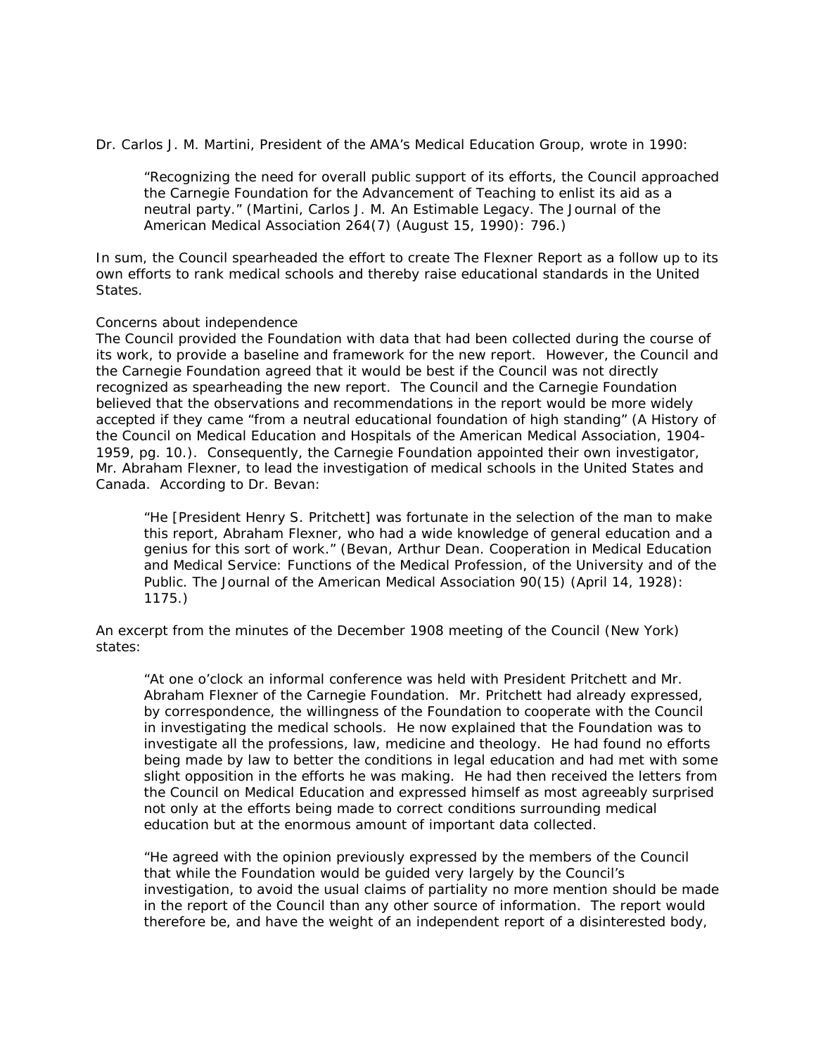Dr. Carlos J. M. Martini, President of the AMA's Medical Education Group, wrote in 1990:

> "Recognizing the need for overall public support of its efforts, the Council approached the Carnegie Foundation for the Advancement of Teaching to enlist its aid as a neutral party." (Martini, Carlos J. M. An Estimable Legacy. The Journal of the American Medical Association 264(7) (August 15, 1990): 796.)

In sum, the Council spearheaded the effort to create The Flexner Report as a follow up to its own efforts to rank medical schools and thereby raise educational standards in the United States.

## Concerns about independence

The Council provided the Foundation with data that had been collected during the course of its work, to provide a baseline and framework for the new report. However, the Council and the Carnegie Foundation agreed that it would be best if the Council was not directly recognized as spearheading the new report. The Council and the Carnegie Foundation believed that the observations and recommendations in the report would be more widely accepted if they came "from a neutral educational foundation of high standing" (A History of the Council on Medical Education and Hospitals of the American Medical Association, 1904-1959, pg. 10.). Consequently, the Carnegie Foundation appointed their own investigator, Mr. Abraham Flexner, to lead the investigation of medical schools in the United States and Canada. According to Dr. Bevan:

> "He [President Henry S. Pritchett] was fortunate in the selection of the man to make this report, Abraham Flexner, who had a wide knowledge of general education and a genius for this sort of work." (Bevan, Arthur Dean. Cooperation in Medical Education and Medical Service: Functions of the Medical Profession, of the University and of the Public. The Journal of the American Medical Association 90(15) (April 14, 1928): 1175.)

An excerpt from the minutes of the December 1908 meeting of the Council (New York) states:

> "At one o'clock an informal conference was held with President Pritchett and Mr. Abraham Flexner of the Carnegie Foundation. Mr. Pritchett had already expressed, by correspondence, the willingness of the Foundation to cooperate with the Council in investigating the medical schools. He now explained that the Foundation was to investigate all the professions, law, medicine and theology. He had found no efforts being made by law to better the conditions in legal education and had met with some slight opposition in the efforts he was making. He had then received the letters from the Council on Medical Education and expressed himself as most agreeably surprised not only at the efforts being made to correct conditions surrounding medical education but at the enormous amount of important data collected.
>
> "He agreed with the opinion previously expressed by the members of the Council that while the Foundation would be guided very largely by the Council's investigation, to avoid the usual claims of partiality no more mention should be made in the report of the Council than any other source of information. The report would therefore be, and have the weight of an independent report of a disinterested body,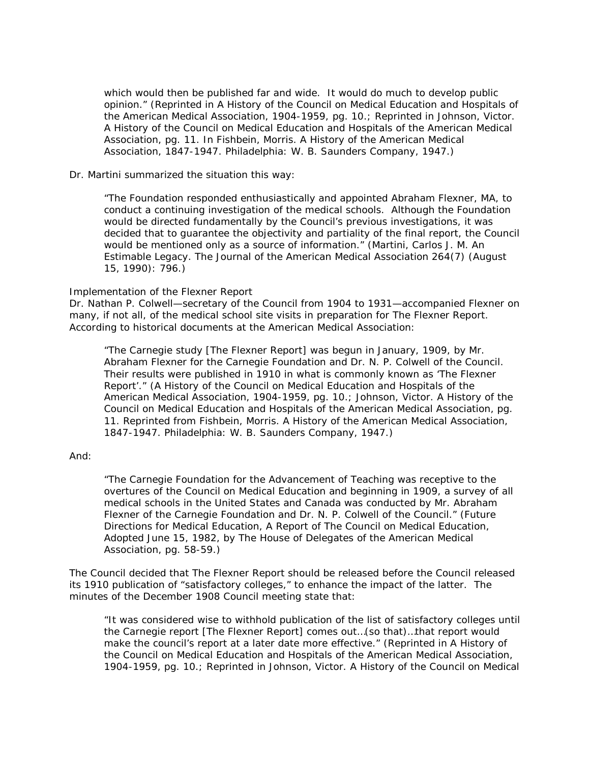> which would then be published far and wide. It would do much to develop public opinion." (Reprinted in A History of the Council on Medical Education and Hospitals of the American Medical Association, 1904-1959, pg. 10.; Reprinted in Johnson, Victor. A History of the Council on Medical Education and Hospitals of the American Medical Association, pg. 11. In Fishbein, Morris. A History of the American Medical Association, 1847-1947. Philadelphia: W. B. Saunders Company, 1947.)

Dr. Martini summarized the situation this way:

> "The Foundation responded enthusiastically and appointed Abraham Flexner, MA, to conduct a continuing investigation of the medical schools. Although the Foundation would be directed fundamentally by the Council's previous investigations, it was decided that to guarantee the objectivity and partiality of the final report, the Council would be mentioned only as a source of information." (Martini, Carlos J. M. An Estimable Legacy. The Journal of the American Medical Association 264(7) (August 15, 1990): 796.)

Implementation of the Flexner Report

Dr. Nathan P. Colwell—secretary of the Council from 1904 to 1931—accompanied Flexner on many, if not all, of the medical school site visits in preparation for The Flexner Report. According to historical documents at the American Medical Association:

> "The Carnegie study [The Flexner Report] was begun in January, 1909, by Mr. Abraham Flexner for the Carnegie Foundation and Dr. N. P. Colwell of the Council. Their results were published in 1910 in what is commonly known as 'The Flexner Report'." (A History of the Council on Medical Education and Hospitals of the American Medical Association, 1904-1959, pg. 10.; Johnson, Victor. A History of the Council on Medical Education and Hospitals of the American Medical Association, pg. 11. Reprinted from Fishbein, Morris. A History of the American Medical Association, 1847-1947. Philadelphia: W. B. Saunders Company, 1947.)

And:

> "The Carnegie Foundation for the Advancement of Teaching was receptive to the overtures of the Council on Medical Education and beginning in 1909, a survey of all medical schools in the United States and Canada was conducted by Mr. Abraham Flexner of the Carnegie Foundation and Dr. N. P. Colwell of the Council." (Future Directions for Medical Education, A Report of The Council on Medical Education, Adopted June 15, 1982, by The House of Delegates of the American Medical Association, pg. 58-59.)

The Council decided that The Flexner Report should be released before the Council released its 1910 publication of "satisfactory colleges," to enhance the impact of the latter. The minutes of the December 1908 Council meeting state that:

> "It was considered wise to withhold publication of the list of satisfactory colleges until the Carnegie report [The Flexner Report] comes out…(so that)…that report would make the council's report at a later date more effective." (Reprinted in A History of the Council on Medical Education and Hospitals of the American Medical Association, 1904-1959, pg. 10.; Reprinted in Johnson, Victor. A History of the Council on Medical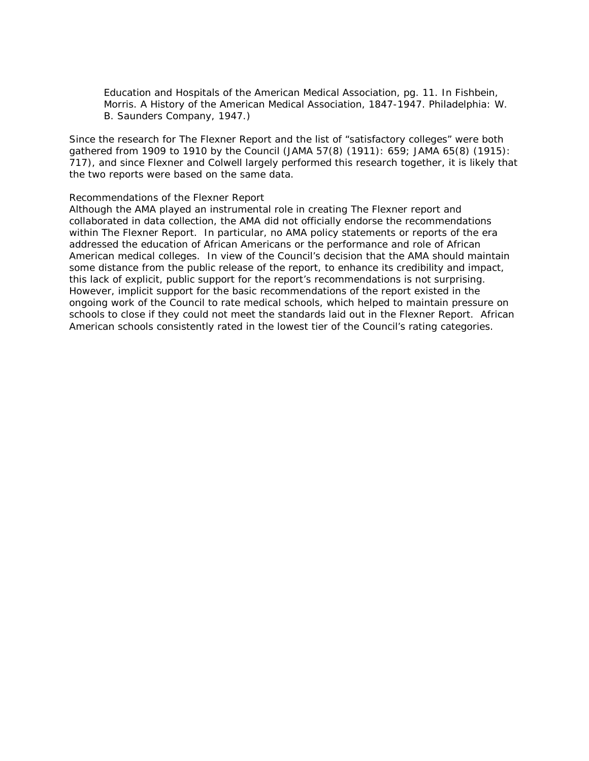Education and Hospitals of the American Medical Association, pg. 11. In Fishbein, Morris. A History of the American Medical Association, 1847-1947. Philadelphia: W. B. Saunders Company, 1947.)

Since the research for The Flexner Report and the list of "satisfactory colleges" were both gathered from 1909 to 1910 by the Council (JAMA 57(8) (1911): 659; JAMA 65(8) (1915): 717), and since Flexner and Colwell largely performed this research together, it is likely that the two reports were based on the same data.

## Recommendations of the Flexner Report

Although the AMA played an instrumental role in creating The Flexner report and collaborated in data collection, the AMA did not officially endorse the recommendations within The Flexner Report. In particular, no AMA policy statements or reports of the era addressed the education of African Americans or the performance and role of African American medical colleges. In view of the Council's decision that the AMA should maintain some distance from the public release of the report, to enhance its credibility and impact, this lack of explicit, public support for the report's recommendations is not surprising. However, implicit support for the basic recommendations of the report existed in the ongoing work of the Council to rate medical schools, which helped to maintain pressure on schools to close if they could not meet the standards laid out in the Flexner Report. African American schools consistently rated in the lowest tier of the Council's rating categories.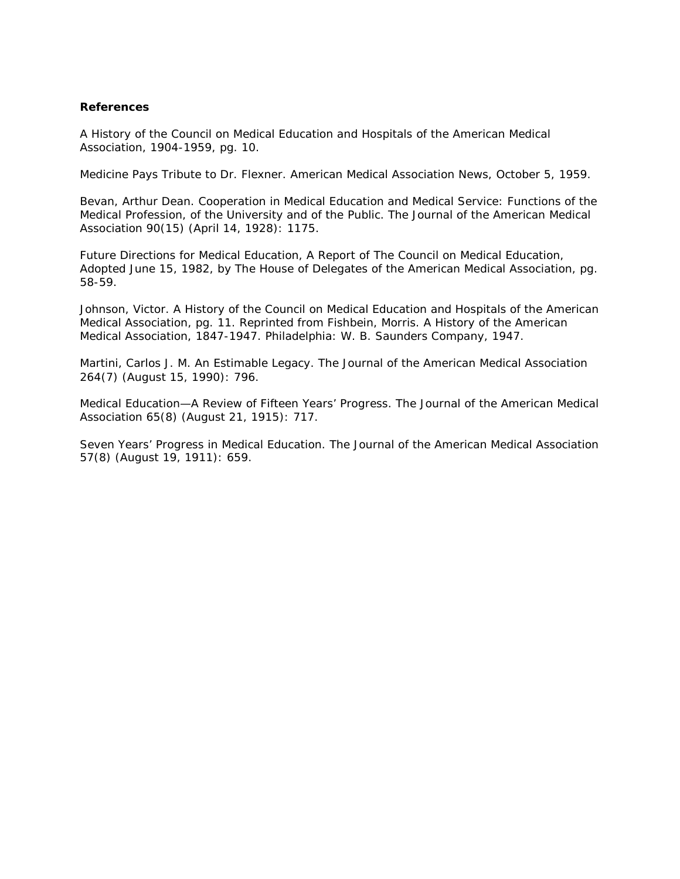**References**

A History of the Council on Medical Education and Hospitals of the American Medical Association, 1904-1959, pg. 10.

Medicine Pays Tribute to Dr. Flexner. American Medical Association News, October 5, 1959.

Bevan, Arthur Dean. Cooperation in Medical Education and Medical Service: Functions of the Medical Profession, of the University and of the Public. The Journal of the American Medical Association 90(15) (April 14, 1928): 1175.

Future Directions for Medical Education, A Report of The Council on Medical Education, Adopted June 15, 1982, by The House of Delegates of the American Medical Association, pg. 58-59.

Johnson, Victor. A History of the Council on Medical Education and Hospitals of the American Medical Association, pg. 11. Reprinted from Fishbein, Morris. A History of the American Medical Association, 1847-1947. Philadelphia: W. B. Saunders Company, 1947.

Martini, Carlos J. M. An Estimable Legacy. The Journal of the American Medical Association 264(7) (August 15, 1990): 796.

Medical Education—A Review of Fifteen Years' Progress. The Journal of the American Medical Association 65(8) (August 21, 1915): 717.

Seven Years' Progress in Medical Education. The Journal of the American Medical Association 57(8) (August 19, 1911): 659.